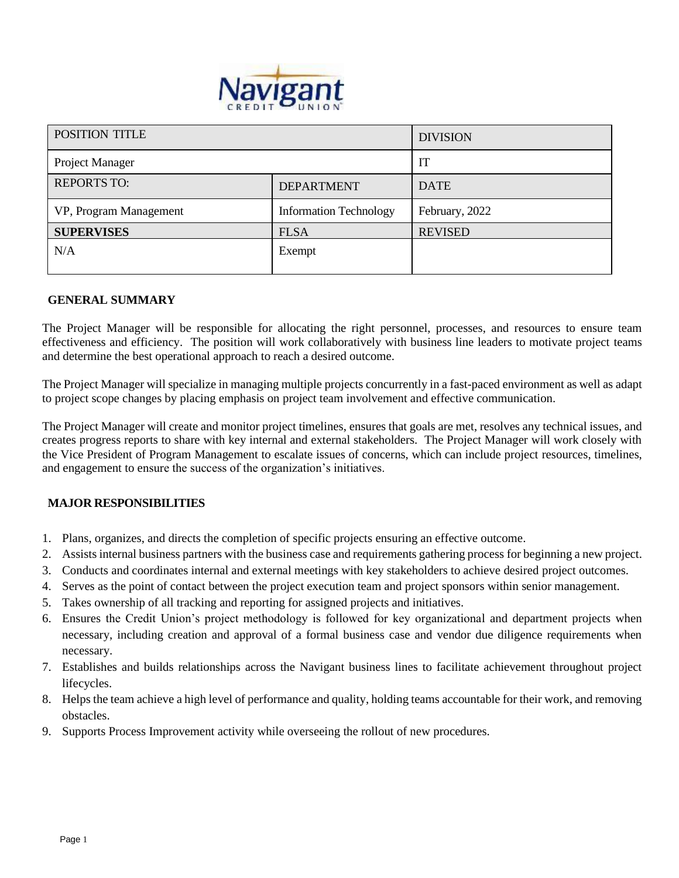| POSITION TITLE | | DIVISION |
|---|---|---|
| Project Manager | | IT |
| REPORTS TO: | DEPARTMENT | DATE |
| VP, Program Management | Information Technology | February, 2022 |
| **SUPERVISES** | FLSA | REVISED |
| N/A | Exempt | |

## GENERAL SUMMARY

The Project Manager will be responsible for allocating the right personnel, processes, and resources to ensure team effectiveness and efficiency. The position will work collaboratively with business line leaders to motivate project teams and determine the best operational approach to reach a desired outcome.

The Project Manager will specialize in managing multiple projects concurrently in a fast-paced environment as well as adapt to project scope changes by placing emphasis on project team involvement and effective communication.

The Project Manager will create and monitor project timelines, ensures that goals are met, resolves any technical issues, and creates progress reports to share with key internal and external stakeholders. The Project Manager will work closely with the Vice President of Program Management to escalate issues of concerns, which can include project resources, timelines, and engagement to ensure the success of the organization's initiatives.

## MAJOR RESPONSIBILITIES

1. Plans, organizes, and directs the completion of specific projects ensuring an effective outcome.
2. Assists internal business partners with the business case and requirements gathering process for beginning a new project.
3. Conducts and coordinates internal and external meetings with key stakeholders to achieve desired project outcomes.
4. Serves as the point of contact between the project execution team and project sponsors within senior management.
5. Takes ownership of all tracking and reporting for assigned projects and initiatives.
6. Ensures the Credit Union's project methodology is followed for key organizational and department projects when necessary, including creation and approval of a formal business case and vendor due diligence requirements when necessary.
7. Establishes and builds relationships across the Navigant business lines to facilitate achievement throughout project lifecycles.
8. Helps the team achieve a high level of performance and quality, holding teams accountable for their work, and removing obstacles.
9. Supports Process Improvement activity while overseeing the rollout of new procedures.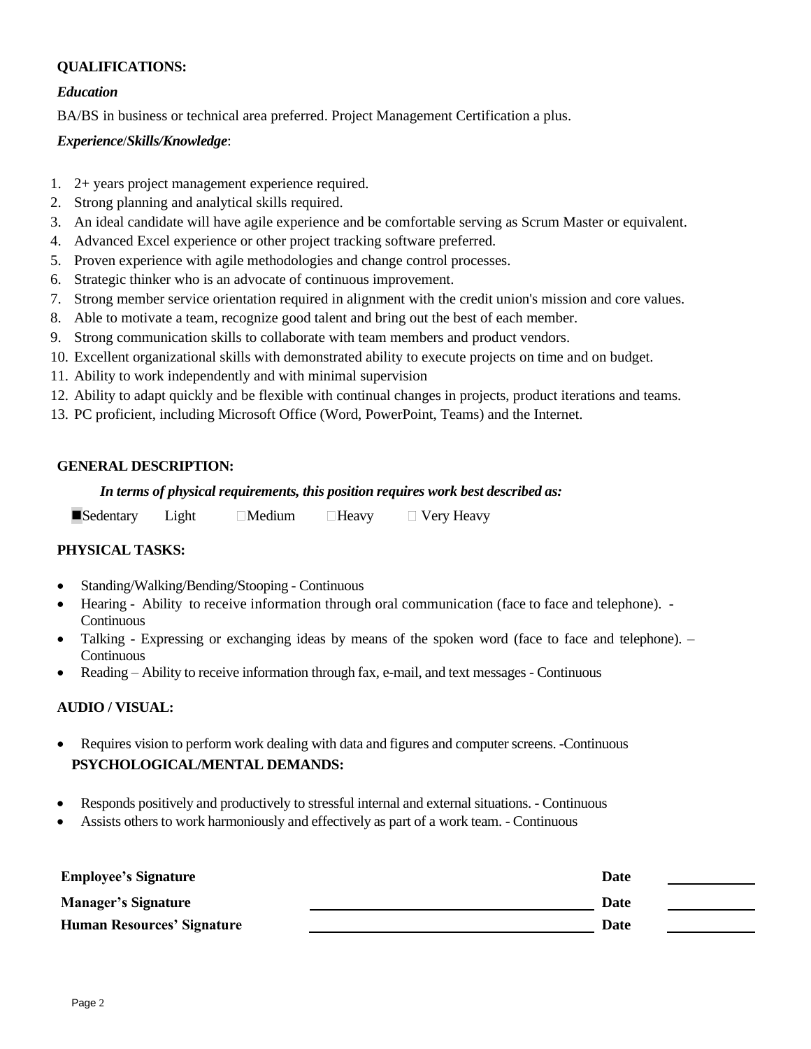**QUALIFICATIONS:**

***Education***

BA/BS in business or technical area preferred. Project Management Certification a plus.

***Experience/Skills/Knowledge*:**

1. 2+ years project management experience required.
2. Strong planning and analytical skills required.
3. An ideal candidate will have agile experience and be comfortable serving as Scrum Master or equivalent.
4. Advanced Excel experience or other project tracking software preferred.
5. Proven experience with agile methodologies and change control processes.
6. Strategic thinker who is an advocate of continuous improvement.
7. Strong member service orientation required in alignment with the credit union's mission and core values.
8. Able to motivate a team, recognize good talent and bring out the best of each member.
9. Strong communication skills to collaborate with team members and product vendors.
10. Excellent organizational skills with demonstrated ability to execute projects on time and on budget.
11. Ability to work independently and with minimal supervision
12. Ability to adapt quickly and be flexible with continual changes in projects, product iterations and teams.
13. PC proficient, including Microsoft Office (Word, PowerPoint, Teams) and the Internet.

**GENERAL DESCRIPTION:**

***In terms of physical requirements, this position requires work best described as:***

■Sedentary Light □Medium □Heavy □ Very Heavy

**PHYSICAL TASKS:**

- Standing/Walking/Bending/Stooping - Continuous
- Hearing - Ability to receive information through oral communication (face to face and telephone). - Continuous
- Talking - Expressing or exchanging ideas by means of the spoken word (face to face and telephone). – Continuous
- Reading – Ability to receive information through fax, e-mail, and text messages - Continuous

**AUDIO / VISUAL:**

- Requires vision to perform work dealing with data and figures and computer screens. -Continuous

**PSYCHOLOGICAL/MENTAL DEMANDS:**

- Responds positively and productively to stressful internal and external situations. - Continuous
- Assists others to work harmoniously and effectively as part of a work team. - Continuous

| | | | |
|---|---|---|---|
| **Employee's Signature** | | **Date** | |
| **Manager's Signature** | | **Date** | |
| **Human Resources' Signature** | | **Date** | |